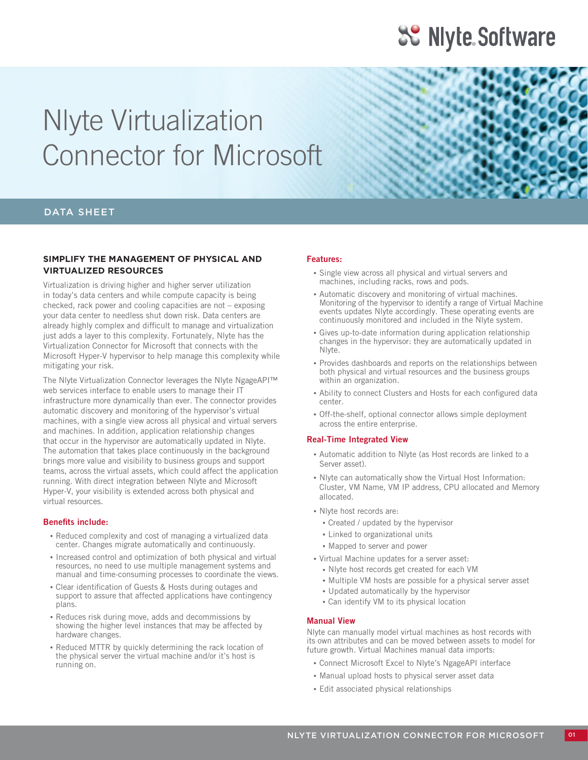Nlyte Software

# Nlyte Virtualization Connector for Microsoft

DATA SHEET

## SIMPLIFY THE MANAGEMENT OF PHYSICAL AND VIRTUALIZED RESOURCES

Virtualization is driving higher and higher server utilization in today's data centers and while compute capacity is being checked, rack power and cooling capacities are not – exposing your data center to needless shut down risk. Data centers are already highly complex and difficult to manage and virtualization just adds a layer to this complexity. Fortunately, Nlyte has the Virtualization Connector for Microsoft that connects with the Microsoft Hyper-V hypervisor to help manage this complexity while mitigating your risk.

The Nlyte Virtualization Connector leverages the Nlyte NgageAPI™ web services interface to enable users to manage their IT infrastructure more dynamically than ever. The connector provides automatic discovery and monitoring of the hypervisor's virtual machines, with a single view across all physical and virtual servers and machines. In addition, application relationship changes that occur in the hypervisor are automatically updated in Nlyte. The automation that takes place continuously in the background brings more value and visibility to business groups and support teams, across the virtual assets, which could affect the application running. With direct integration between Nlyte and Microsoft Hyper-V, your visibility is extended across both physical and virtual resources.

### Benefits include:

- Reduced complexity and cost of managing a virtualized data center. Changes migrate automatically and continuously.
- Increased control and optimization of both physical and virtual resources, no need to use multiple management systems and manual and time-consuming processes to coordinate the views.
- Clear identification of Guests & Hosts during outages and support to assure that affected applications have contingency plans.
- Reduces risk during move, adds and decommissions by showing the higher level instances that may be affected by hardware changes.
- Reduced MTTR by quickly determining the rack location of the physical server the virtual machine and/or it's host is running on.

### Features:

- Single view across all physical and virtual servers and machines, including racks, rows and pods.
- Automatic discovery and monitoring of virtual machines. Monitoring of the hypervisor to identify a range of Virtual Machine events updates Nlyte accordingly. These operating events are continuously monitored and included in the Nlyte system.
- Gives up-to-date information during application relationship changes in the hypervisor: they are automatically updated in Nlyte.
- Provides dashboards and reports on the relationships between both physical and virtual resources and the business groups within an organization.
- Ability to connect Clusters and Hosts for each configured data center.
- Off-the-shelf, optional connector allows simple deployment across the entire enterprise.

### Real-Time Integrated View

- Automatic addition to Nlyte (as Host records are linked to a Server asset).
- Nlyte can automatically show the Virtual Host Information: Cluster, VM Name, VM IP address, CPU allocated and Memory allocated.
- Nlyte host records are:
  - Created / updated by the hypervisor
  - Linked to organizational units
  - Mapped to server and power
- Virtual Machine updates for a server asset:
  - Nlyte host records get created for each VM
  - Multiple VM hosts are possible for a physical server asset
  - Updated automatically by the hypervisor
  - Can identify VM to its physical location

### Manual View

Nlyte can manually model virtual machines as host records with its own attributes and can be moved between assets to model for future growth. Virtual Machines manual data imports:

- Connect Microsoft Excel to Nlyte's NgageAPI interface
- Manual upload hosts to physical server asset data
- Edit associated physical relationships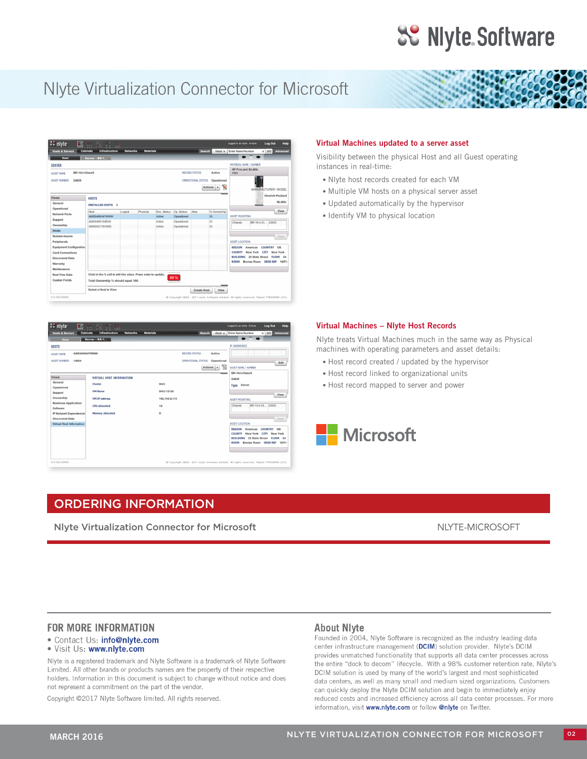# Nlyte Virtualization Connector for Microsoft

## Virtual Machines updated to a server asset

Visibility between the physical Host and all Guest operating instances in real-time:

- Nlyte host records created for each VM
- Multiple VM hosts on a physical server asset
- Updated automatically by the hypervisor
- Identify VM to physical location

## Virtual Machines – Nlyte Host Records

Nlyte treats Virtual Machines much in the same way as Physical machines with operating parameters and asset details:

- Host record created / updated by the hypervisor
- Host record linked to organizational units
- Host record mapped to server and power

## ORDERING INFORMATION

| | |
|---|---|
| Nlyte Virtualization Connector for Microsoft | NLYTE-MICROSOFT |

## FOR MORE INFORMATION

- Contact Us: **info@nlyte.com**
- Visit Us: **www.nlyte.com**

Nlyte is a registered trademark and Nlyte Software is a trademark of Nlyte Software Limited. All other brands or products names are the property of their respective holders. Information in this document is subject to change without notice and does not represent a commitment on the part of the vendor.

Copyright ©2017 Nlyte Software limited. All rights reserved.

## About Nlyte

Founded in 2004, Nlyte Software is recognized as the industry leading data center infrastructure management (**DCIM**) solution provider. Nlyte's DCIM provides unmatched functionality that supports all data center processes across the entire "dock to decom" lifecycle. With a 98% customer retention rate, Nlyte's DCIM solution is used by many of the world's largest and most sophisticated data centers, as well as many small and medium sized organizations. Customers can quickly deploy the Nlyte DCIM solution and begin to immediately enjoy reduced costs and increased efficiency across all data center processes. For more information, visit **www.nlyte.com** or follow **@nlyte** on Twitter.

MARCH 2016